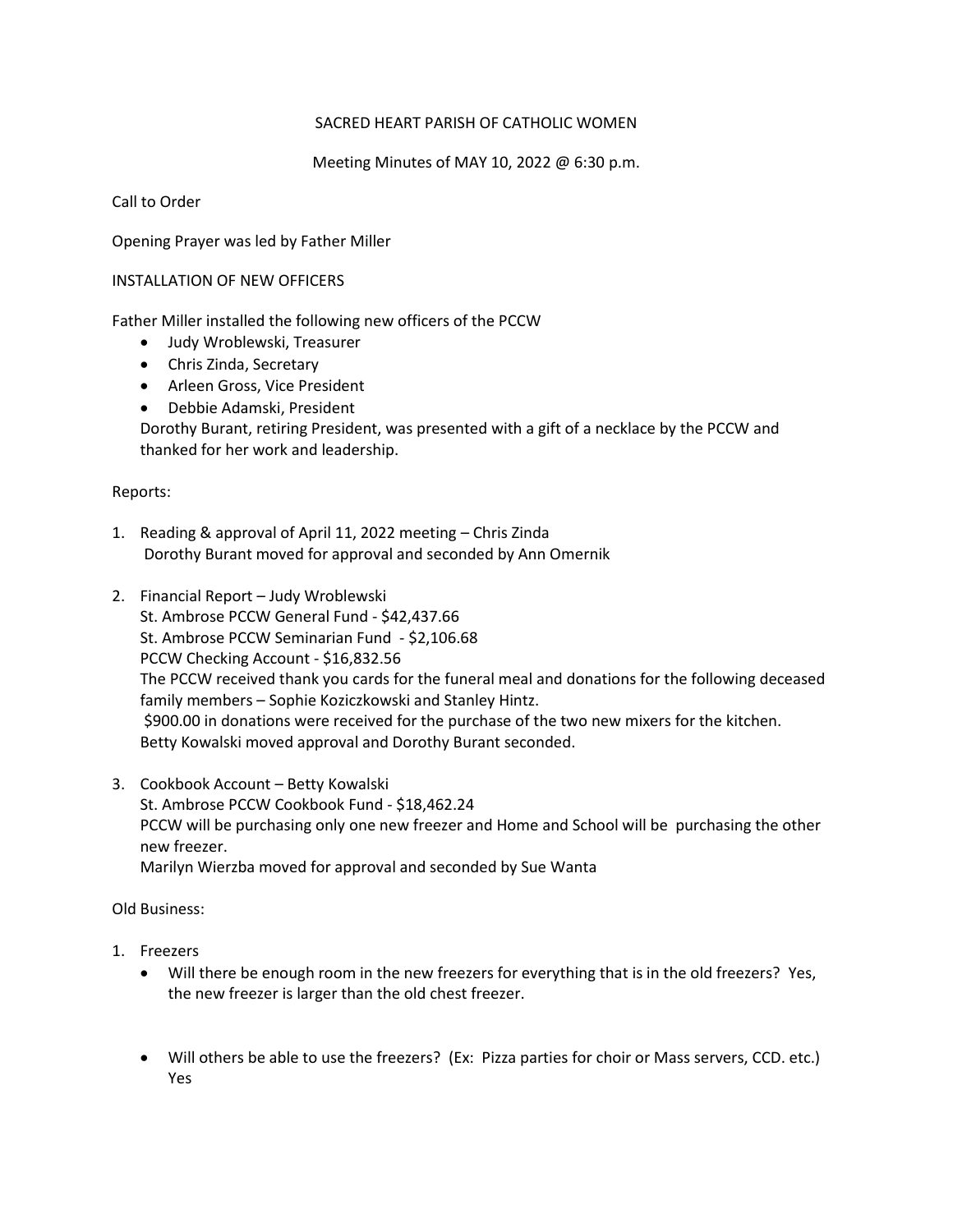SACRED HEART PARISH OF CATHOLIC WOMEN

Meeting Minutes of MAY 10, 2022 @ 6:30 p.m.

Call to Order

Opening Prayer was led by Father Miller

INSTALLATION OF NEW OFFICERS

Father Miller installed the following new officers of the PCCW

- Judy Wroblewski, Treasurer
- Chris Zinda, Secretary
- Arleen Gross, Vice President
- Debbie Adamski, President

Dorothy Burant, retiring President, was presented with a gift of a necklace by the PCCW and thanked for her work and leadership.

Reports:

1. Reading & approval of April 11, 2022 meeting – Chris Zinda
   Dorothy Burant moved for approval and seconded by Ann Omernik

2. Financial Report – Judy Wroblewski
   St. Ambrose PCCW General Fund - $42,437.66
   St. Ambrose PCCW Seminarian Fund - $2,106.68
   PCCW Checking Account - $16,832.56
   The PCCW received thank you cards for the funeral meal and donations for the following deceased family members – Sophie Koziczkowski and Stanley Hintz.
   $900.00 in donations were received for the purchase of the two new mixers for the kitchen.
   Betty Kowalski moved approval and Dorothy Burant seconded.

3. Cookbook Account – Betty Kowalski
   St. Ambrose PCCW Cookbook Fund - $18,462.24
   PCCW will be purchasing only one new freezer and Home and School will be purchasing the other new freezer.
   Marilyn Wierzba moved for approval and seconded by Sue Wanta

Old Business:

1. Freezers
   - Will there be enough room in the new freezers for everything that is in the old freezers? Yes, the new freezer is larger than the old chest freezer.
   - Will others be able to use the freezers? (Ex: Pizza parties for choir or Mass servers, CCD. etc.) Yes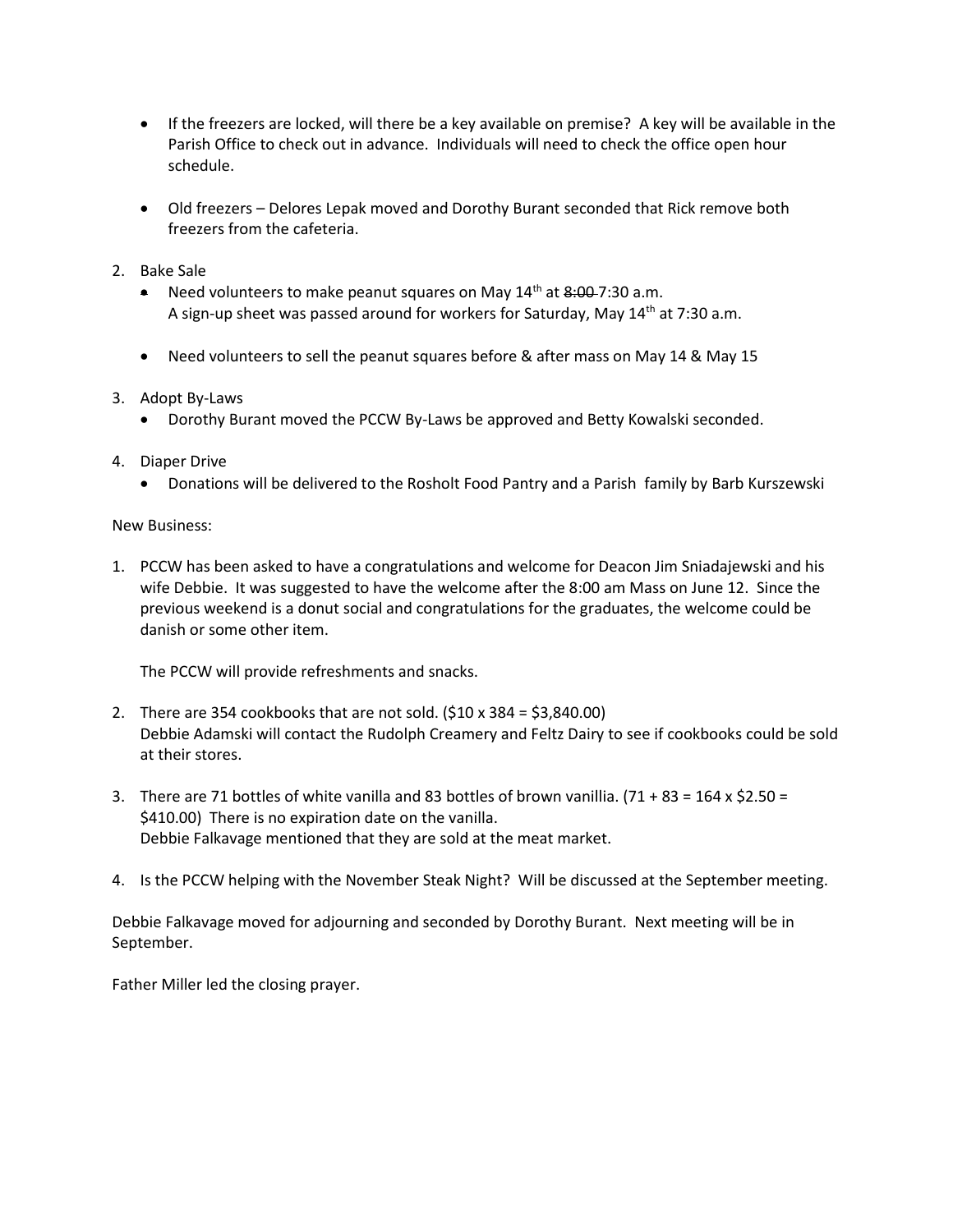- If the freezers are locked, will there be a key available on premise? A key will be available in the Parish Office to check out in advance. Individuals will need to check the office open hour schedule.

- Old freezers – Delores Lepak moved and Dorothy Burant seconded that Rick remove both freezers from the cafeteria.

2. Bake Sale
   - Need volunteers to make peanut squares on May 14th at ~~8:00~~ 7:30 a.m.
     A sign-up sheet was passed around for workers for Saturday, May 14th at 7:30 a.m.

   - Need volunteers to sell the peanut squares before & after mass on May 14 & May 15

3. Adopt By-Laws
   - Dorothy Burant moved the PCCW By-Laws be approved and Betty Kowalski seconded.

4. Diaper Drive
   - Donations will be delivered to the Rosholt Food Pantry and a Parish family by Barb Kurszewski

New Business:

1. PCCW has been asked to have a congratulations and welcome for Deacon Jim Sniadajewski and his wife Debbie. It was suggested to have the welcome after the 8:00 am Mass on June 12. Since the previous weekend is a donut social and congratulations for the graduates, the welcome could be danish or some other item.

   The PCCW will provide refreshments and snacks.

2. There are 354 cookbooks that are not sold. ($10 x 384 = $3,840.00)
   Debbie Adamski will contact the Rudolph Creamery and Feltz Dairy to see if cookbooks could be sold at their stores.

3. There are 71 bottles of white vanilla and 83 bottles of brown vanillia. (71 + 83 = 164 x $2.50 = $410.00) There is no expiration date on the vanilla.
   Debbie Falkavage mentioned that they are sold at the meat market.

4. Is the PCCW helping with the November Steak Night? Will be discussed at the September meeting.

Debbie Falkavage moved for adjourning and seconded by Dorothy Burant. Next meeting will be in September.

Father Miller led the closing prayer.